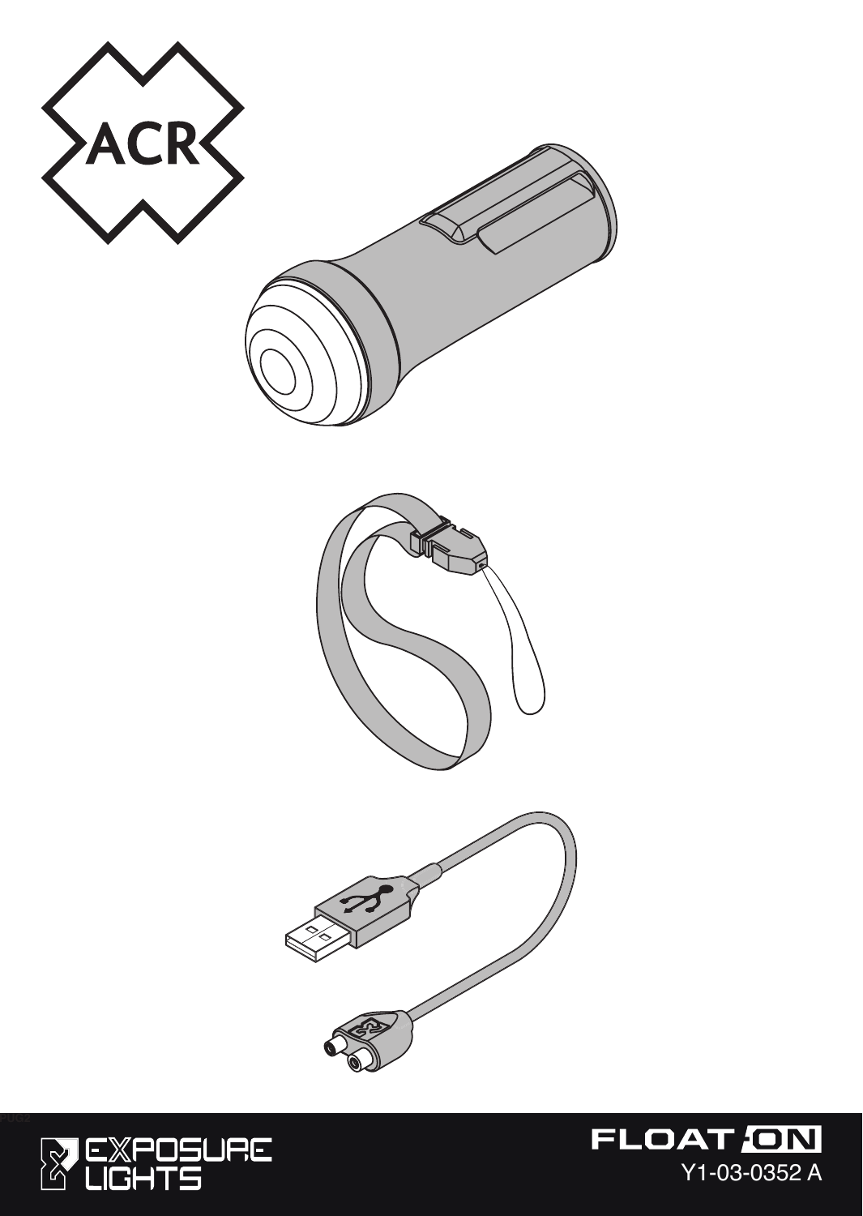ACR

EXPOSURE LIGHTS

FLOAT ON

Y1-03-0352 A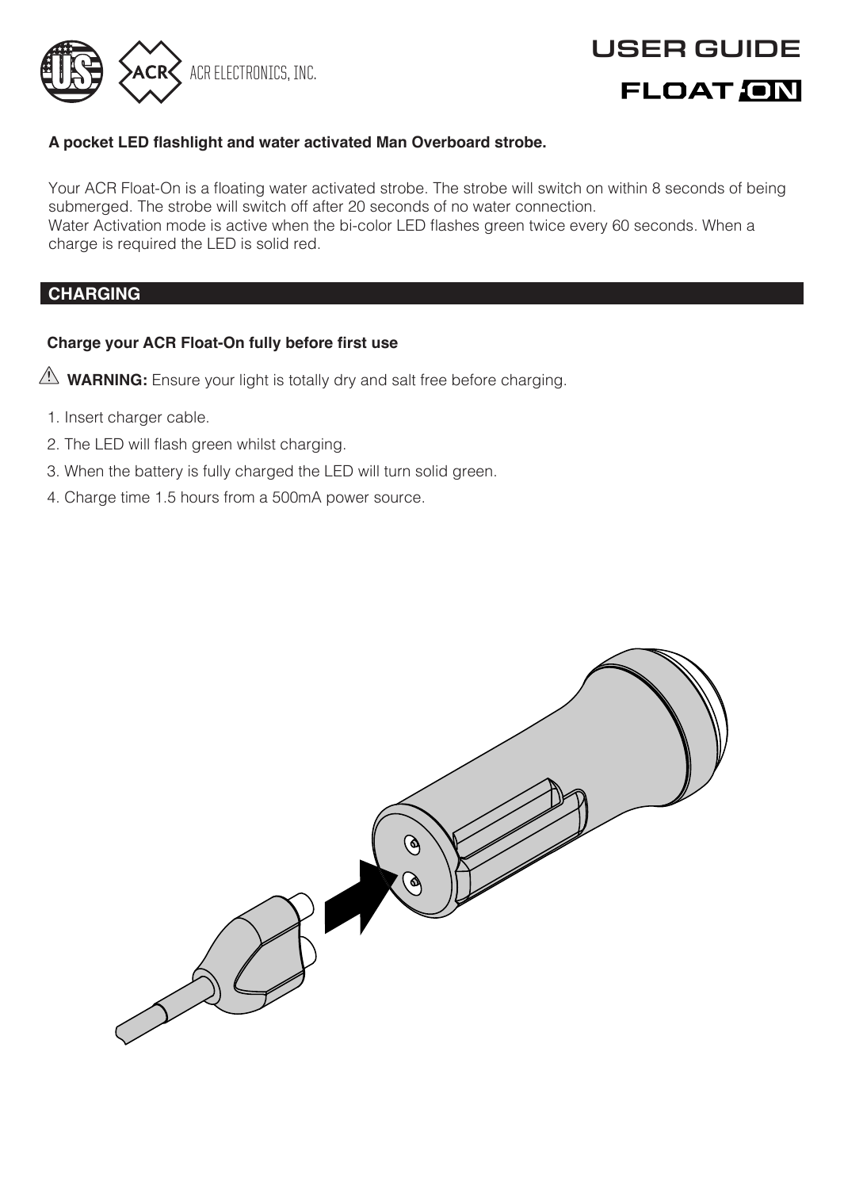# USER GUIDE

## FLOAT ON

**A pocket LED flashlight and water activated Man Overboard strobe.**

Your ACR Float-On is a floating water activated strobe. The strobe will switch on within 8 seconds of being submerged. The strobe will switch off after 20 seconds of no water connection.
Water Activation mode is active when the bi-color LED flashes green twice every 60 seconds. When a charge is required the LED is solid red.

## CHARGING

**Charge your ACR Float-On fully before first use**

⚠ **WARNING:** Ensure your light is totally dry and salt free before charging.

1. Insert charger cable.
2. The LED will flash green whilst charging.
3. When the battery is fully charged the LED will turn solid green.
4. Charge time 1.5 hours from a 500mA power source.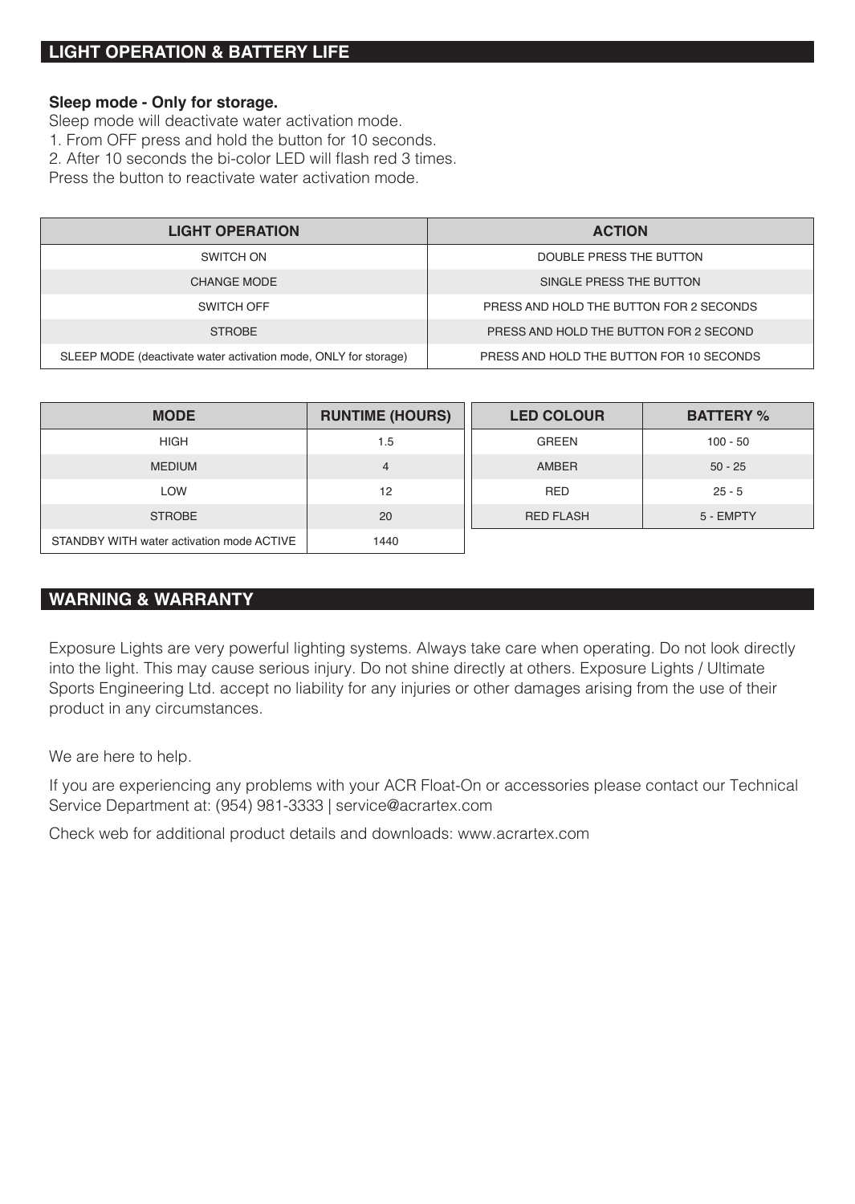## LIGHT OPERATION & BATTERY LIFE

**Sleep mode - Only for storage.**

Sleep mode will deactivate water activation mode.

1. From OFF press and hold the button for 10 seconds.
2. After 10 seconds the bi-color LED will flash red 3 times.

Press the button to reactivate water activation mode.

| LIGHT OPERATION | ACTION |
| --- | --- |
| SWITCH ON | DOUBLE PRESS THE BUTTON |
| CHANGE MODE | SINGLE PRESS THE BUTTON |
| SWITCH OFF | PRESS AND HOLD THE BUTTON FOR 2 SECONDS |
| STROBE | PRESS AND HOLD THE BUTTON FOR 2 SECOND |
| SLEEP MODE (deactivate water activation mode, ONLY for storage) | PRESS AND HOLD THE BUTTON FOR 10 SECONDS |

| MODE | RUNTIME (HOURS) |
| --- | --- |
| HIGH | 1.5 |
| MEDIUM | 4 |
| LOW | 12 |
| STROBE | 20 |
| STANDBY WITH water activation mode ACTIVE | 1440 |

| LED COLOUR | BATTERY % |
| --- | --- |
| GREEN | 100 - 50 |
| AMBER | 50 - 25 |
| RED | 25 - 5 |
| RED FLASH | 5 - EMPTY |

## WARNING & WARRANTY

Exposure Lights are very powerful lighting systems. Always take care when operating. Do not look directly into the light. This may cause serious injury. Do not shine directly at others. Exposure Lights / Ultimate Sports Engineering Ltd. accept no liability for any injuries or other damages arising from the use of their product in any circumstances.

We are here to help.

If you are experiencing any problems with your ACR Float-On or accessories please contact our Technical Service Department at: (954) 981-3333 | service@acrartex.com

Check web for additional product details and downloads: www.acrartex.com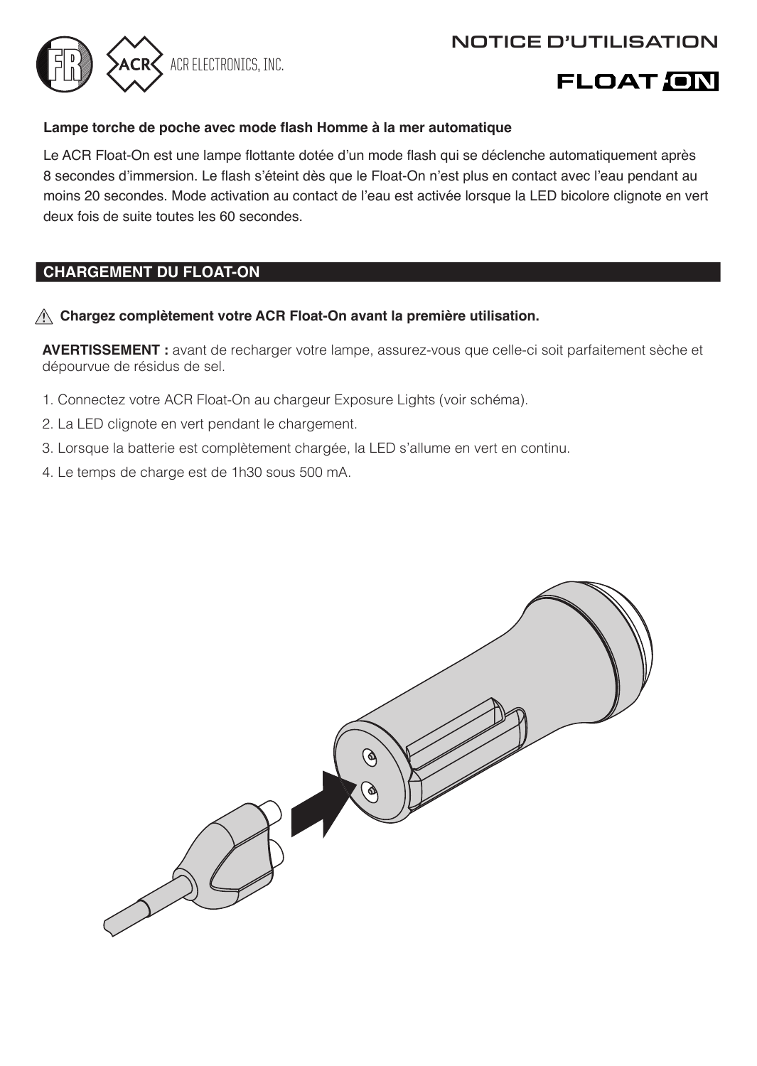# NOTICE D'UTILISATION

**Lampe torche de poche avec mode flash Homme à la mer automatique**

Le ACR Float-On est une lampe flottante dotée d'un mode flash qui se déclenche automatiquement après 8 secondes d'immersion. Le flash s'éteint dès que le Float-On n'est plus en contact avec l'eau pendant au moins 20 secondes. Mode activation au contact de l'eau est activée lorsque la LED bicolore clignote en vert deux fois de suite toutes les 60 secondes.

## CHARGEMENT DU FLOAT-ON

⚠ **Chargez complètement votre ACR Float-On avant la première utilisation.**

**AVERTISSEMENT :** avant de recharger votre lampe, assurez-vous que celle-ci soit parfaitement sèche et dépourvue de résidus de sel.

1. Connectez votre ACR Float-On au chargeur Exposure Lights (voir schéma).
2. La LED clignote en vert pendant le chargement.
3. Lorsque la batterie est complètement chargée, la LED s'allume en vert en continu.
4. Le temps de charge est de 1h30 sous 500 mA.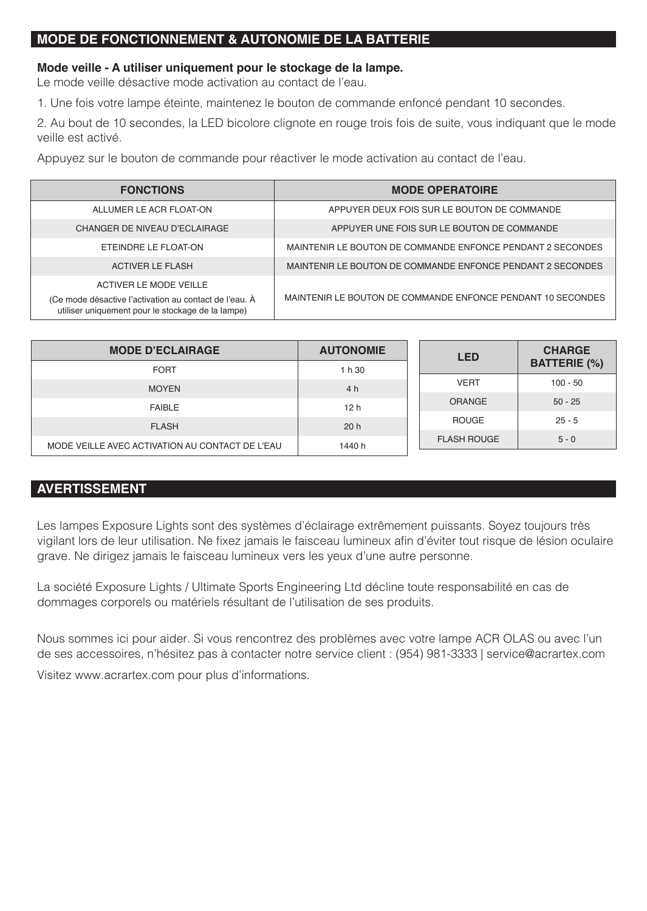## MODE DE FONCTIONNEMENT & AUTONOMIE DE LA BATTERIE

**Mode veille - A utiliser uniquement pour le stockage de la lampe.**
Le mode veille désactive mode activation au contact de l'eau.

1. Une fois votre lampe éteinte, maintenez le bouton de commande enfoncé pendant 10 secondes.

2. Au bout de 10 secondes, la LED bicolore clignote en rouge trois fois de suite, vous indiquant que le mode veille est activé.

Appuyez sur le bouton de commande pour réactiver le mode activation au contact de l'eau.

| FONCTIONS | MODE OPERATOIRE |
|---|---|
| ALLUMER LE ACR FLOAT-ON | APPUYER DEUX FOIS SUR LE BOUTON DE COMMANDE |
| CHANGER DE NIVEAU D'ECLAIRAGE | APPUYER UNE FOIS SUR LE BOUTON DE COMMANDE |
| ETEINDRE LE FLOAT-ON | MAINTENIR LE BOUTON DE COMMANDE ENFONCE PENDANT 2 SECONDES |
| ACTIVER LE FLASH | MAINTENIR LE BOUTON DE COMMANDE ENFONCE PENDANT 2 SECONDES |
| ACTIVER LE MODE VEILLE (Ce mode désactive l'activation au contact de l'eau. À utiliser uniquement pour le stockage de la lampe) | MAINTENIR LE BOUTON DE COMMANDE ENFONCE PENDANT 10 SECONDES |

| MODE D'ECLAIRAGE | AUTONOMIE |
|---|---|
| FORT | 1 h 30 |
| MOYEN | 4 h |
| FAIBLE | 12 h |
| FLASH | 20 h |
| MODE VEILLE AVEC ACTIVATION AU CONTACT DE L'EAU | 1440 h |

| LED | CHARGE BATTERIE (%) |
|---|---|
| VERT | 100 - 50 |
| ORANGE | 50 - 25 |
| ROUGE | 25 - 5 |
| FLASH ROUGE | 5 - 0 |

## AVERTISSEMENT

Les lampes Exposure Lights sont des systèmes d'éclairage extrêmement puissants. Soyez toujours très vigilant lors de leur utilisation. Ne fixez jamais le faisceau lumineux afin d'éviter tout risque de lésion oculaire grave. Ne dirigez jamais le faisceau lumineux vers les yeux d'une autre personne.

La société Exposure Lights / Ultimate Sports Engineering Ltd décline toute responsabilité en cas de dommages corporels ou matériels résultant de l'utilisation de ses produits.

Nous sommes ici pour aider. Si vous rencontrez des problèmes avec votre lampe ACR OLAS ou avec l'un de ses accessoires, n'hésitez pas à contacter notre service client : (954) 981-3333 | service@acrartex.com

Visitez www.acrartex.com pour plus d'informations.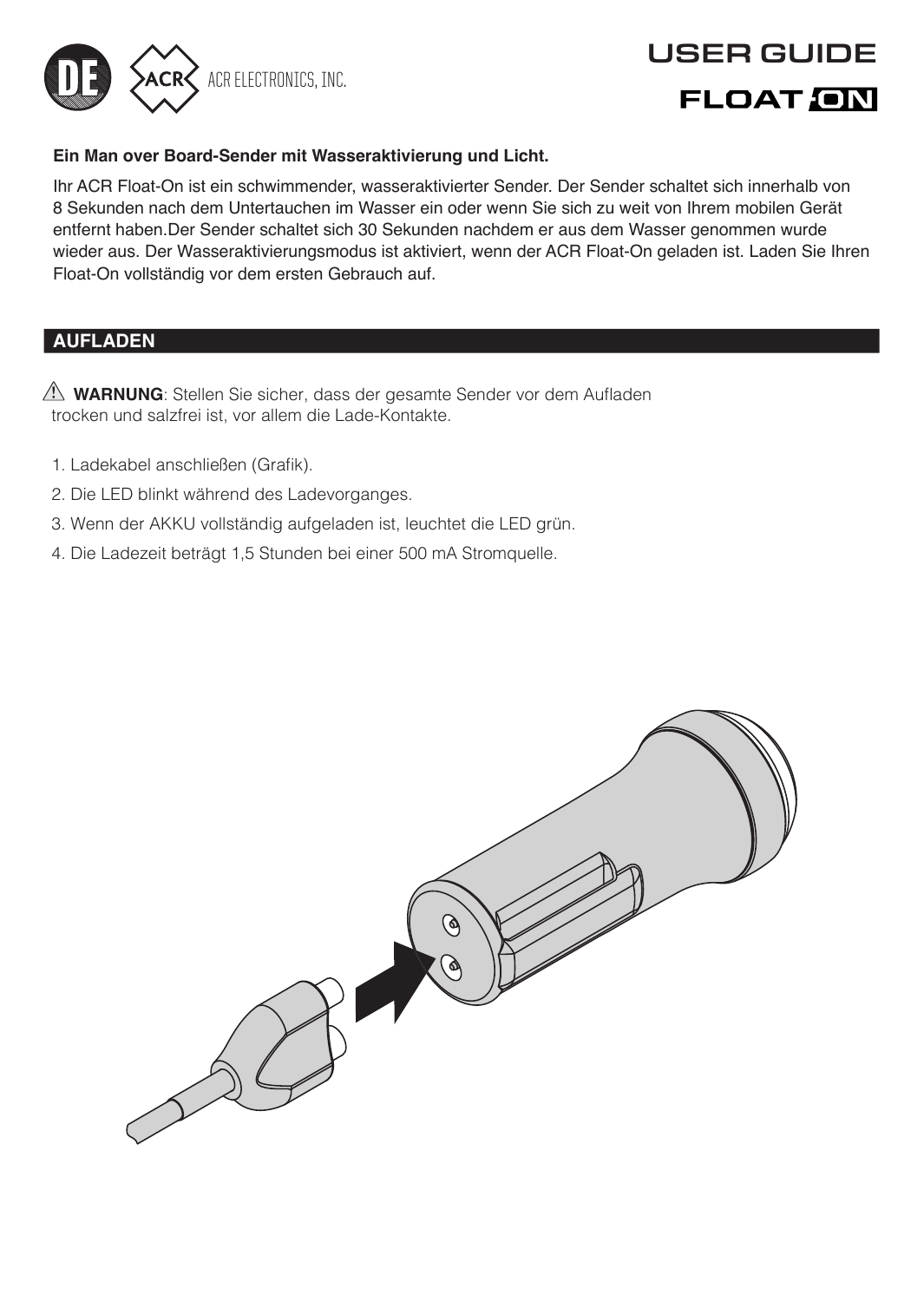USER GUIDE

FLOAT ON

**Ein Man over Board-Sender mit Wasseraktivierung und Licht.**

Ihr ACR Float-On ist ein schwimmender, wasseraktivierter Sender. Der Sender schaltet sich innerhalb von 8 Sekunden nach dem Untertauchen im Wasser ein oder wenn Sie sich zu weit von Ihrem mobilen Gerät entfernt haben.Der Sender schaltet sich 30 Sekunden nachdem er aus dem Wasser genommen wurde wieder aus. Der Wasseraktivierungsmodus ist aktiviert, wenn der ACR Float-On geladen ist. Laden Sie Ihren Float-On vollständig vor dem ersten Gebrauch auf.

## AUFLADEN

⚠ **WARNUNG**: Stellen Sie sicher, dass der gesamte Sender vor dem Aufladen trocken und salzfrei ist, vor allem die Lade-Kontakte.

1. Ladekabel anschließen (Grafik).
2. Die LED blinkt während des Ladevorganges.
3. Wenn der AKKU vollständig aufgeladen ist, leuchtet die LED grün.
4. Die Ladezeit beträgt 1,5 Stunden bei einer 500 mA Stromquelle.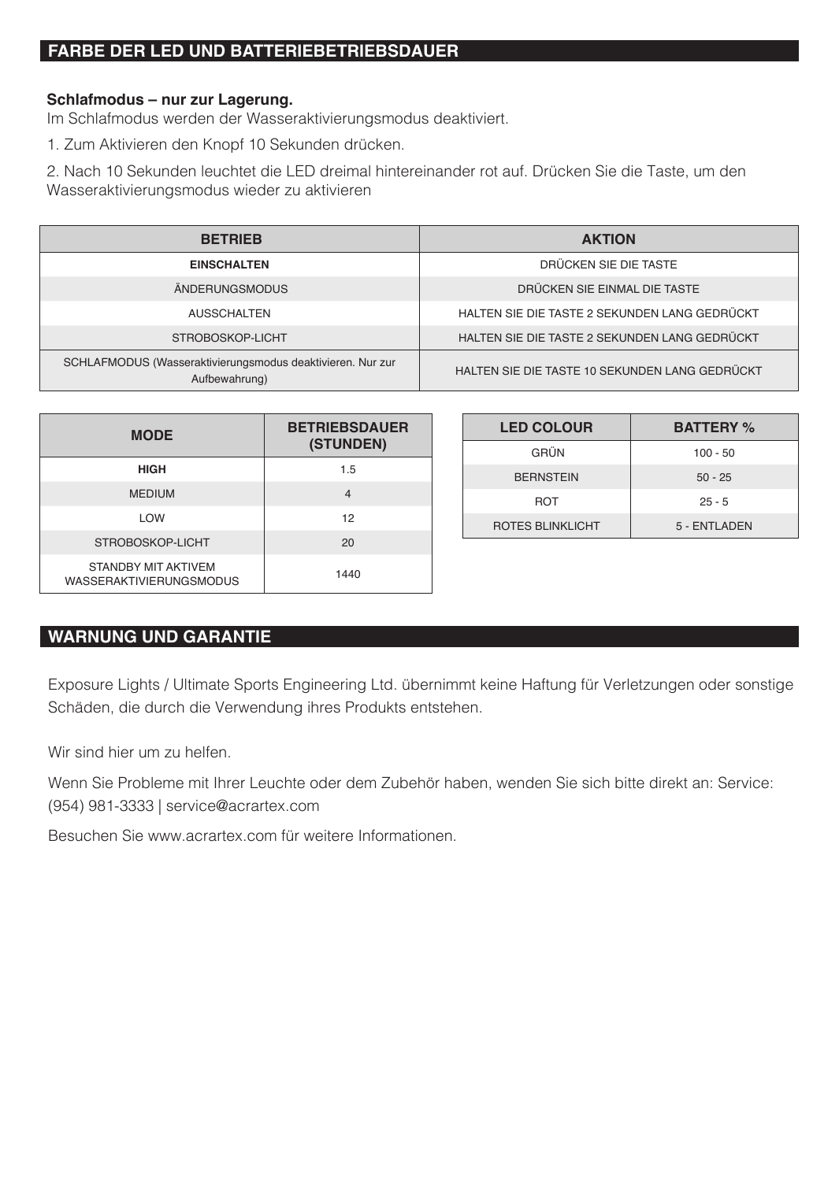## FARBE DER LED UND BATTERIEBETRIEBSDAUER

**Schlafmodus – nur zur Lagerung.**
Im Schlafmodus werden der Wasseraktivierungsmodus deaktiviert.

1. Zum Aktivieren den Knopf 10 Sekunden drücken.

2. Nach 10 Sekunden leuchtet die LED dreimal hintereinander rot auf. Drücken Sie die Taste, um den Wasseraktivierungsmodus wieder zu aktivieren

| BETRIEB | AKTION |
| --- | --- |
| **EINSCHALTEN** | DRÜCKEN SIE DIE TASTE |
| ÄNDERUNGSMODUS | DRÜCKEN SIE EINMAL DIE TASTE |
| AUSSCHALTEN | HALTEN SIE DIE TASTE 2 SEKUNDEN LANG GEDRÜCKT |
| STROBOSKOP-LICHT | HALTEN SIE DIE TASTE 2 SEKUNDEN LANG GEDRÜCKT |
| SCHLAFMODUS (Wasseraktivierungsmodus deaktivieren. Nur zur Aufbewahrung) | HALTEN SIE DIE TASTE 10 SEKUNDEN LANG GEDRÜCKT |

| MODE | BETRIEBSDAUER (STUNDEN) |
| --- | --- |
| **HIGH** | 1.5 |
| MEDIUM | 4 |
| LOW | 12 |
| STROBOSKOP-LICHT | 20 |
| STANDBY MIT AKTIVEM WASSERAKTIVIERUNGSMODUS | 1440 |

| LED COLOUR | BATTERY % |
| --- | --- |
| GRÜN | 100 - 50 |
| BERNSTEIN | 50 - 25 |
| ROT | 25 - 5 |
| ROTES BLINKLICHT | 5 - ENTLADEN |

## WARNUNG UND GARANTIE

Exposure Lights / Ultimate Sports Engineering Ltd. übernimmt keine Haftung für Verletzungen oder sonstige Schäden, die durch die Verwendung ihres Produkts entstehen.

Wir sind hier um zu helfen.

Wenn Sie Probleme mit Ihrer Leuchte oder dem Zubehör haben, wenden Sie sich bitte direkt an: Service: (954) 981-3333 | service@acrartex.com

Besuchen Sie www.acrartex.com für weitere Informationen.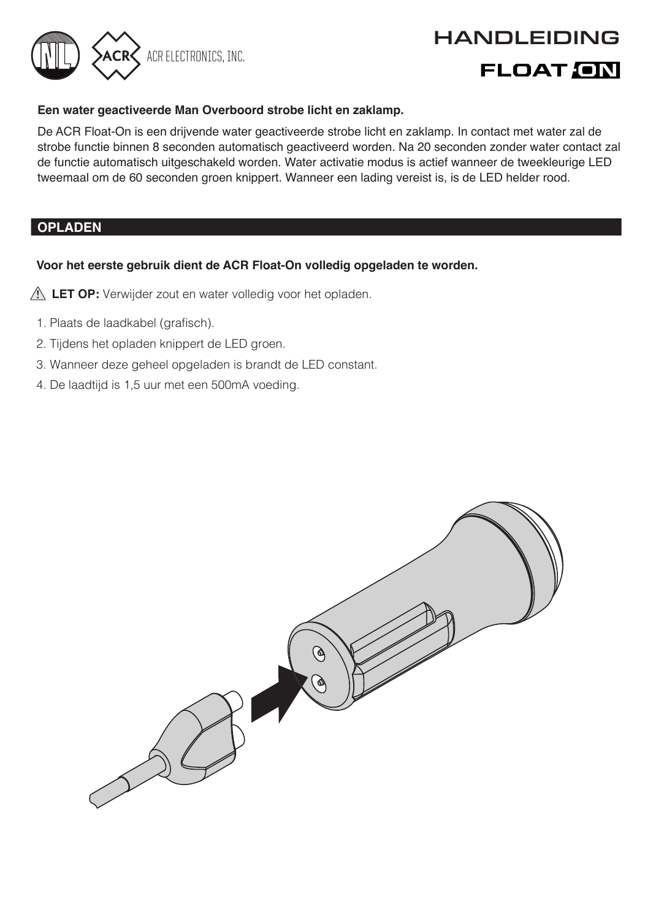# HANDLEIDING

## FLOAT ON

**Een water geactiveerde Man Overboord strobe licht en zaklamp.**

De ACR Float-On is een drijvende water geactiveerde strobe licht en zaklamp. In contact met water zal de strobe functie binnen 8 seconden automatisch geactiveerd worden. Na 20 seconden zonder water contact zal de functie automatisch uitgeschakeld worden. Water activatie modus is actief wanneer de tweekleurige LED tweemaal om de 60 seconden groen knippert. Wanneer een lading vereist is, is de LED helder rood.

## OPLADEN

**Voor het eerste gebruik dient de ACR Float-On volledig opgeladen te worden.**

⚠ **LET OP:** Verwijder zout en water volledig voor het opladen.

1. Plaats de laadkabel (grafisch).
2. Tijdens het opladen knippert de LED groen.
3. Wanneer deze geheel opgeladen is brandt de LED constant.
4. De laadtijd is 1,5 uur met een 500mA voeding.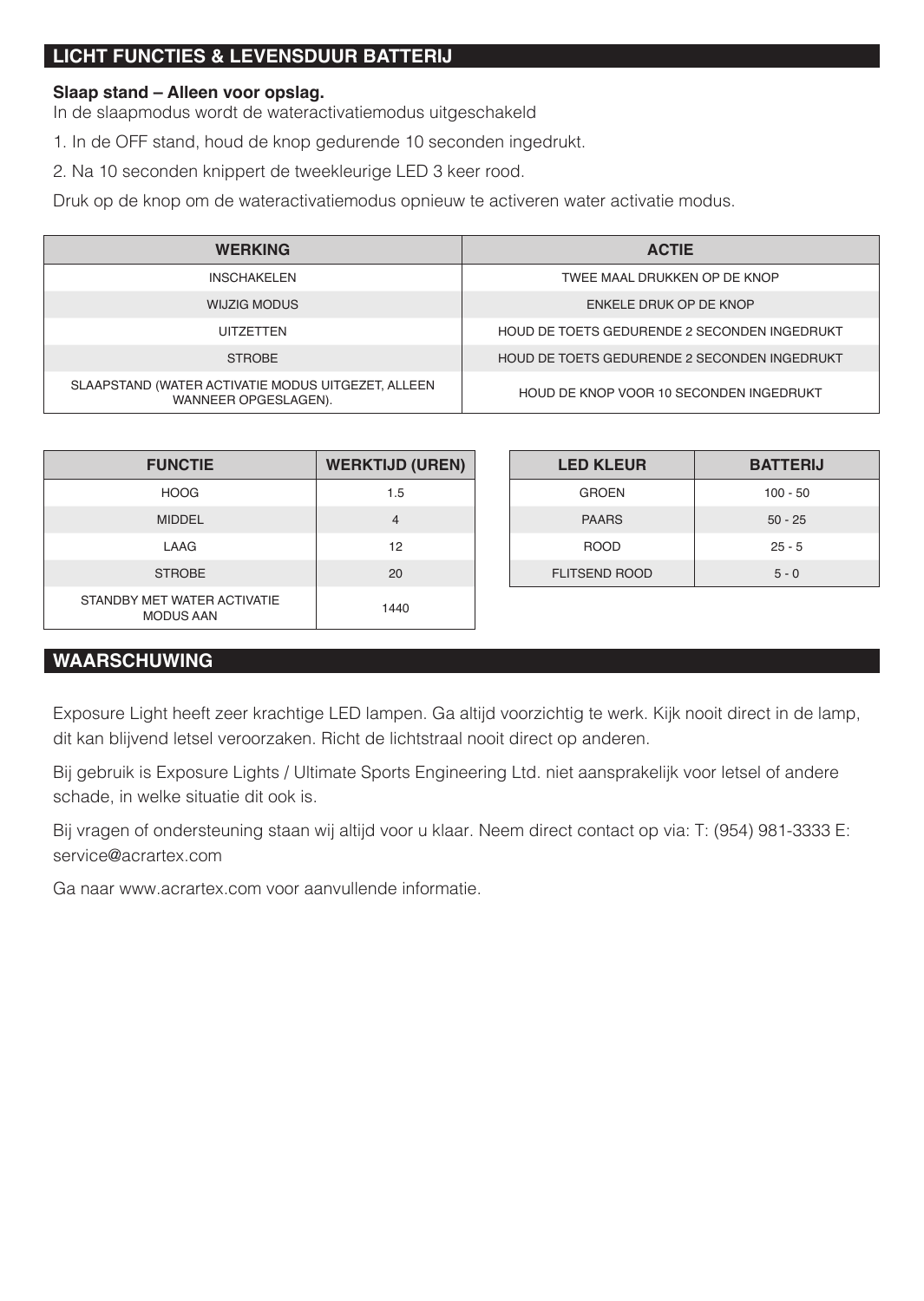## LICHT FUNCTIES & LEVENSDUUR BATTERIJ

**Slaap stand – Alleen voor opslag.**
In de slaapmodus wordt de wateractivatiemodus uitgeschakeld

1. In de OFF stand, houd de knop gedurende 10 seconden ingedrukt.
2. Na 10 seconden knippert de tweekleurige LED 3 keer rood.

Druk op de knop om de wateractivatiemodus opnieuw te activeren water activatie modus.

| WERKING | ACTIE |
| --- | --- |
| INSCHAKELEN | TWEE MAAL DRUKKEN OP DE KNOP |
| WIJZIG MODUS | ENKELE DRUK OP DE KNOP |
| UITZETTEN | HOUD DE TOETS GEDURENDE 2 SECONDEN INGEDRUKT |
| STROBE | HOUD DE TOETS GEDURENDE 2 SECONDEN INGEDRUKT |
| SLAAPSTAND (WATER ACTIVATIE MODUS UITGEZET, ALLEEN WANNEER OPGESLAGEN). | HOUD DE KNOP VOOR 10 SECONDEN INGEDRUKT |

| FUNCTIE | WERKTIJD (UREN) |
| --- | --- |
| HOOG | 1.5 |
| MIDDEL | 4 |
| LAAG | 12 |
| STROBE | 20 |
| STANDBY MET WATER ACTIVATIE MODUS AAN | 1440 |

| LED KLEUR | BATTERIJ |
| --- | --- |
| GROEN | 100 - 50 |
| PAARS | 50 - 25 |
| ROOD | 25 - 5 |
| FLITSEND ROOD | 5 - 0 |

## WAARSCHUWING

Exposure Light heeft zeer krachtige LED lampen. Ga altijd voorzichtig te werk. Kijk nooit direct in de lamp, dit kan blijvend letsel veroorzaken. Richt de lichtstraal nooit direct op anderen.

Bij gebruik is Exposure Lights / Ultimate Sports Engineering Ltd. niet aansprakelijk voor letsel of andere schade, in welke situatie dit ook is.

Bij vragen of ondersteuning staan wij altijd voor u klaar. Neem direct contact op via: T: (954) 981-3333 E: service@acrartex.com

Ga naar www.acrartex.com voor aanvullende informatie.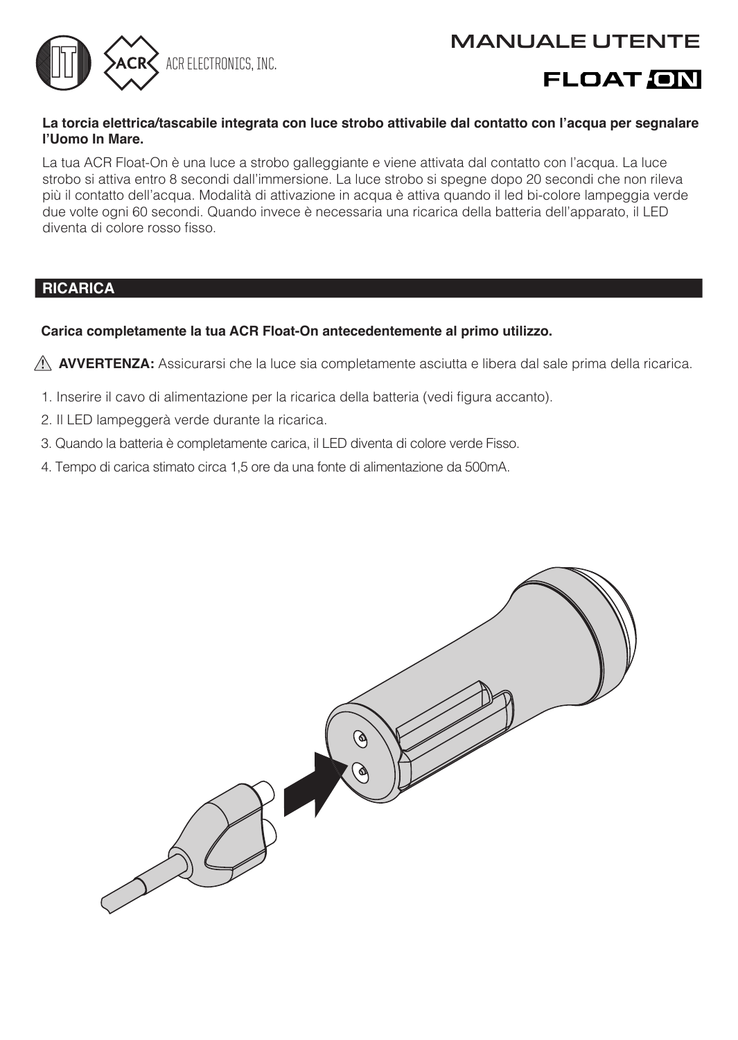# MANUALE UTENTE

## FLOAT ON

**La torcia elettrica/tascabile integrata con luce strobo attivabile dal contatto con l'acqua per segnalare l'Uomo In Mare.**

La tua ACR Float-On è una luce a strobo galleggiante e viene attivata dal contatto con l'acqua. La luce strobo si attiva entro 8 secondi dall'immersione. La luce strobo si spegne dopo 20 secondi che non rileva più il contatto dell'acqua. Modalità di attivazione in acqua è attiva quando il led bi-colore lampeggia verde due volte ogni 60 secondi. Quando invece è necessaria una ricarica della batteria dell'apparato, il LED diventa di colore rosso fisso.

## RICARICA

**Carica completamente la tua ACR Float-On antecedentemente al primo utilizzo.**

⚠ **AVVERTENZA:** Assicurarsi che la luce sia completamente asciutta e libera dal sale prima della ricarica.

1. Inserire il cavo di alimentazione per la ricarica della batteria (vedi figura accanto).
2. Il LED lampeggerà verde durante la ricarica.
3. Quando la batteria è completamente carica, il LED diventa di colore verde Fisso.
4. Tempo di carica stimato circa 1,5 ore da una fonte di alimentazione da 500mA.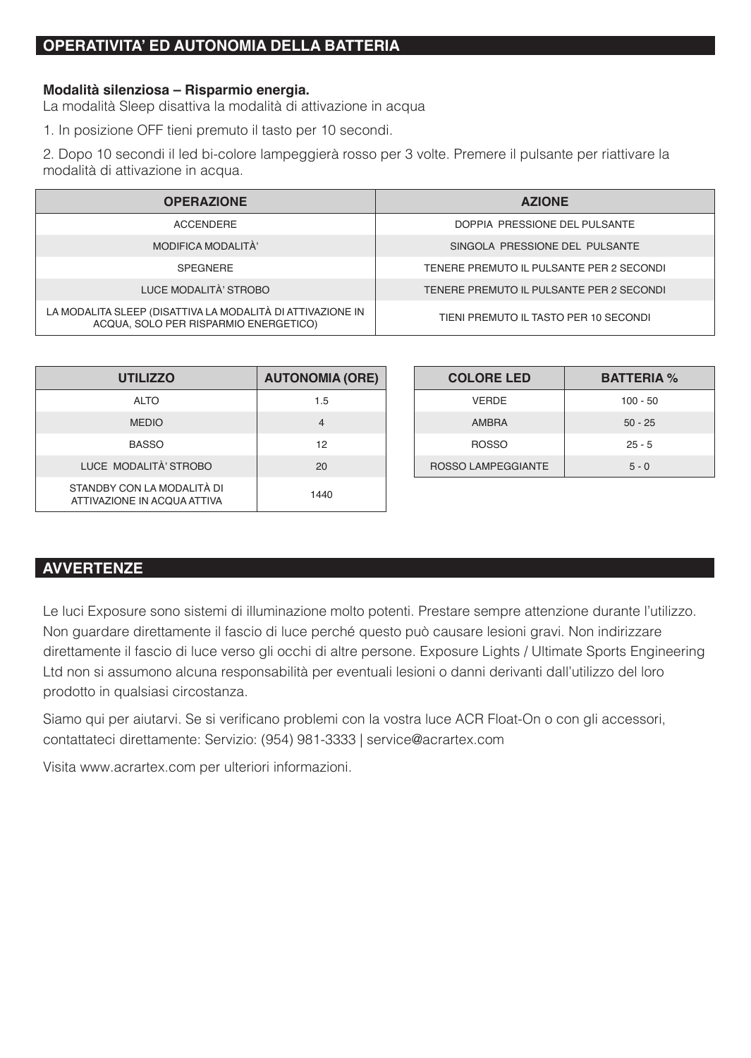## OPERATIVITA' ED AUTONOMIA DELLA BATTERIA

**Modalità silenziosa – Risparmio energia.**
La modalità Sleep disattiva la modalità di attivazione in acqua

1. In posizione OFF tieni premuto il tasto per 10 secondi.

2. Dopo 10 secondi il led bi-colore lampeggierà rosso per 3 volte. Premere il pulsante per riattivare la modalità di attivazione in acqua.

| OPERAZIONE | AZIONE |
| --- | --- |
| ACCENDERE | DOPPIA PRESSIONE DEL PULSANTE |
| MODIFICA MODALITÀ' | SINGOLA PRESSIONE DEL PULSANTE |
| SPEGNERE | TENERE PREMUTO IL PULSANTE PER 2 SECONDI |
| LUCE MODALITÀ' STROBO | TENERE PREMUTO IL PULSANTE PER 2 SECONDI |
| LA MODALITA SLEEP (DISATTIVA LA MODALITÀ DI ATTIVAZIONE IN ACQUA, SOLO PER RISPARMIO ENERGETICO) | TIENI PREMUTO IL TASTO PER 10 SECONDI |

| UTILIZZO | AUTONOMIA (ORE) |
| --- | --- |
| ALTO | 1.5 |
| MEDIO | 4 |
| BASSO | 12 |
| LUCE MODALITÀ' STROBO | 20 |
| STANDBY CON LA MODALITÀ DI ATTIVAZIONE IN ACQUA ATTIVA | 1440 |

| COLORE LED | BATTERIA % |
| --- | --- |
| VERDE | 100 - 50 |
| AMBRA | 50 - 25 |
| ROSSO | 25 - 5 |
| ROSSO LAMPEGGIANTE | 5 - 0 |

## AVVERTENZE

Le luci Exposure sono sistemi di illuminazione molto potenti. Prestare sempre attenzione durante l'utilizzo. Non guardare direttamente il fascio di luce perché questo può causare lesioni gravi. Non indirizzare direttamente il fascio di luce verso gli occhi di altre persone. Exposure Lights / Ultimate Sports Engineering Ltd non si assumono alcuna responsabilità per eventuali lesioni o danni derivanti dall'utilizzo del loro prodotto in qualsiasi circostanza.

Siamo qui per aiutarvi. Se si verificano problemi con la vostra luce ACR Float-On o con gli accessori, contattateci direttamente: Servizio: (954) 981-3333 | service@acrartex.com

Visita www.acrartex.com per ulteriori informazioni.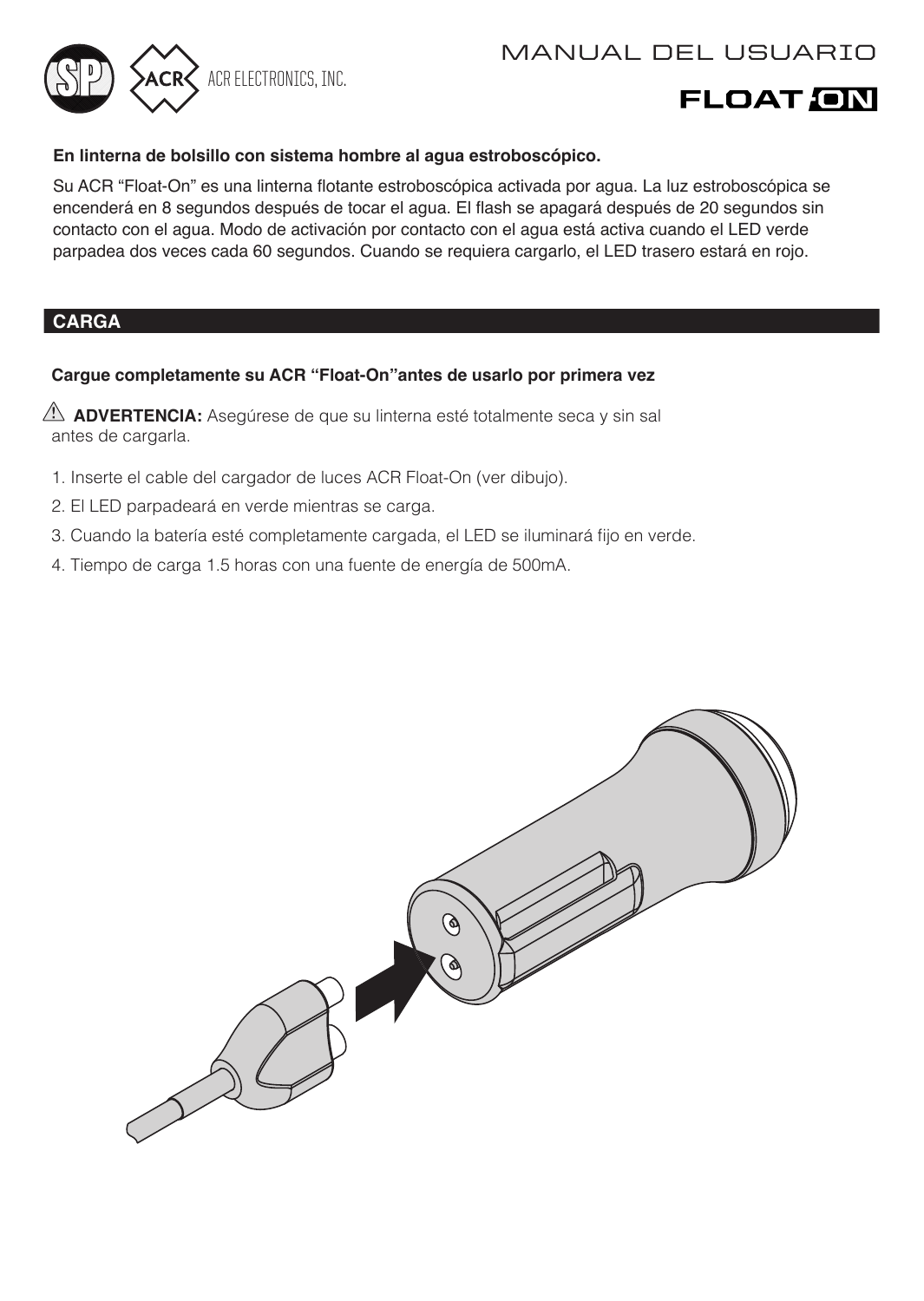# MANUAL DEL USUARIO

**FLOAT ON**

**En linterna de bolsillo con sistema hombre al agua estroboscópico.**

Su ACR “Float-On” es una linterna flotante estroboscópica activada por agua. La luz estroboscópica se encenderá en 8 segundos después de tocar el agua. El flash se apagará después de 20 segundos sin contacto con el agua. Modo de activación por contacto con el agua está activa cuando el LED verde parpadea dos veces cada 60 segundos. Cuando se requiera cargarlo, el LED trasero estará en rojo.

## CARGA

**Cargue completamente su ACR “Float-On”antes de usarlo por primera vez**

⚠ **ADVERTENCIA:** Asegúrese de que su linterna esté totalmente seca y sin sal antes de cargarla.

1. Inserte el cable del cargador de luces ACR Float-On (ver dibujo).
2. El LED parpadeará en verde mientras se carga.
3. Cuando la batería esté completamente cargada, el LED se iluminará fijo en verde.
4. Tiempo de carga 1.5 horas con una fuente de energía de 500mA.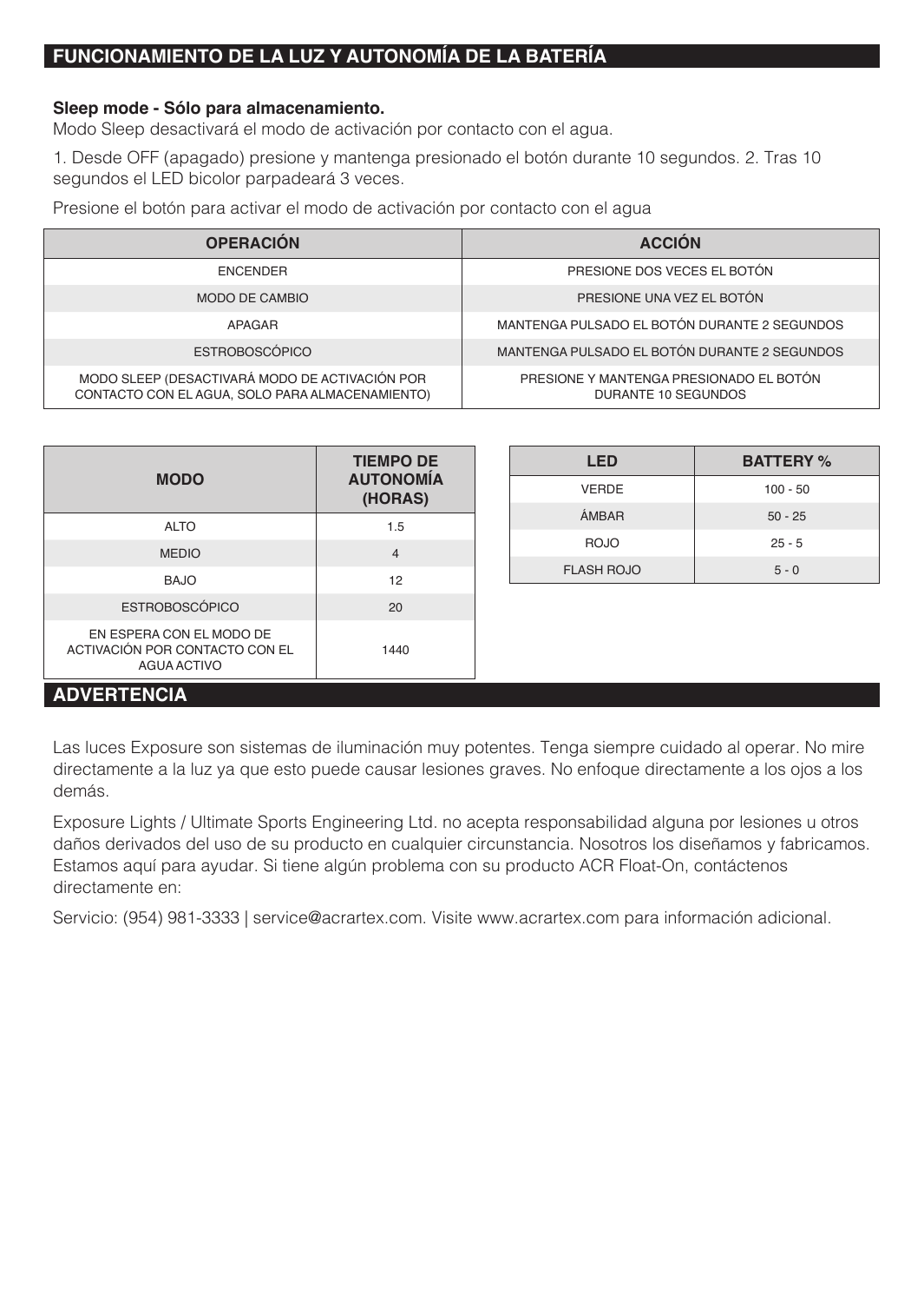## FUNCIONAMIENTO DE LA LUZ Y AUTONOMÍA DE LA BATERÍA

**Sleep mode - Sólo para almacenamiento.**
Modo Sleep desactivará el modo de activación por contacto con el agua.

1. Desde OFF (apagado) presione y mantenga presionado el botón durante 10 segundos. 2. Tras 10 segundos el LED bicolor parpadeará 3 veces.

Presione el botón para activar el modo de activación por contacto con el agua

| OPERACIÓN | ACCIÓN |
|---|---|
| ENCENDER | PRESIONE DOS VECES EL BOTÓN |
| MODO DE CAMBIO | PRESIONE UNA VEZ EL BOTÓN |
| APAGAR | MANTENGA PULSADO EL BOTÓN DURANTE 2 SEGUNDOS |
| ESTROBOSCÓPICO | MANTENGA PULSADO EL BOTÓN DURANTE 2 SEGUNDOS |
| MODO SLEEP (DESACTIVARÁ MODO DE ACTIVACIÓN POR CONTACTO CON EL AGUA, SOLO PARA ALMACENAMIENTO) | PRESIONE Y MANTENGA PRESIONADO EL BOTÓN DURANTE 10 SEGUNDOS |

| MODO | TIEMPO DE AUTONOMÍA (HORAS) |
|---|---|
| ALTO | 1.5 |
| MEDIO | 4 |
| BAJO | 12 |
| ESTROBOSCÓPICO | 20 |
| EN ESPERA CON EL MODO DE ACTIVACIÓN POR CONTACTO CON EL AGUA ACTIVO | 1440 |

| LED | BATTERY % |
|---|---|
| VERDE | 100 - 50 |
| ÁMBAR | 50 - 25 |
| ROJO | 25 - 5 |
| FLASH ROJO | 5 - 0 |

## ADVERTENCIA

Las luces Exposure son sistemas de iluminación muy potentes. Tenga siempre cuidado al operar. No mire directamente a la luz ya que esto puede causar lesiones graves. No enfoque directamente a los ojos a los demás.

Exposure Lights / Ultimate Sports Engineering Ltd. no acepta responsabilidad alguna por lesiones u otros daños derivados del uso de su producto en cualquier circunstancia. Nosotros los diseñamos y fabricamos. Estamos aquí para ayudar. Si tiene algún problema con su producto ACR Float-On, contáctenos directamente en:

Servicio: (954) 981-3333 | service@acrartex.com. Visite www.acrartex.com para información adicional.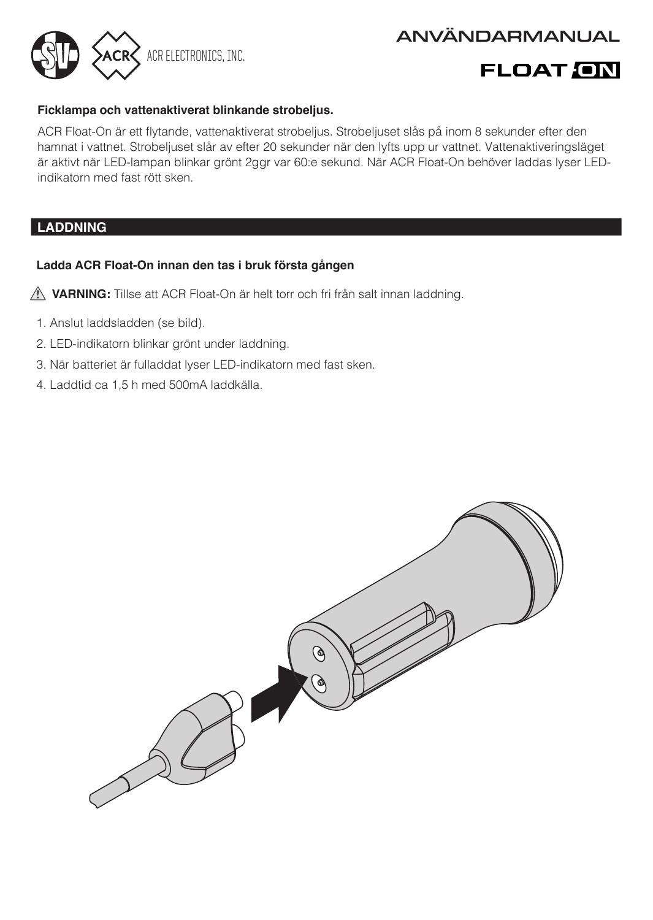ANVÄNDARMANUAL

FLOAT ON

ACR ELECTRONICS, INC.

**Ficklampa och vattenaktiverat blinkande strobeljus.**

ACR Float-On är ett flytande, vattenaktiverat strobeljus. Strobeljuset slås på inom 8 sekunder efter den hamnat i vattnet. Strobeljuset slår av efter 20 sekunder när den lyfts upp ur vattnet. Vattenaktiveringsläget är aktivt när LED-lampan blinkar grönt 2ggr var 60:e sekund. När ACR Float-On behöver laddas lyser LED-indikatorn med fast rött sken.

## LADDNING

**Ladda ACR Float-On innan den tas i bruk första gången**

⚠ **VARNING:** Tillse att ACR Float-On är helt torr och fri från salt innan laddning.

1. Anslut laddsladden (se bild).
2. LED-indikatorn blinkar grönt under laddning.
3. När batteriet är fulladdat lyser LED-indikatorn med fast sken.
4. Laddtid ca 1,5 h med 500mA laddkälla.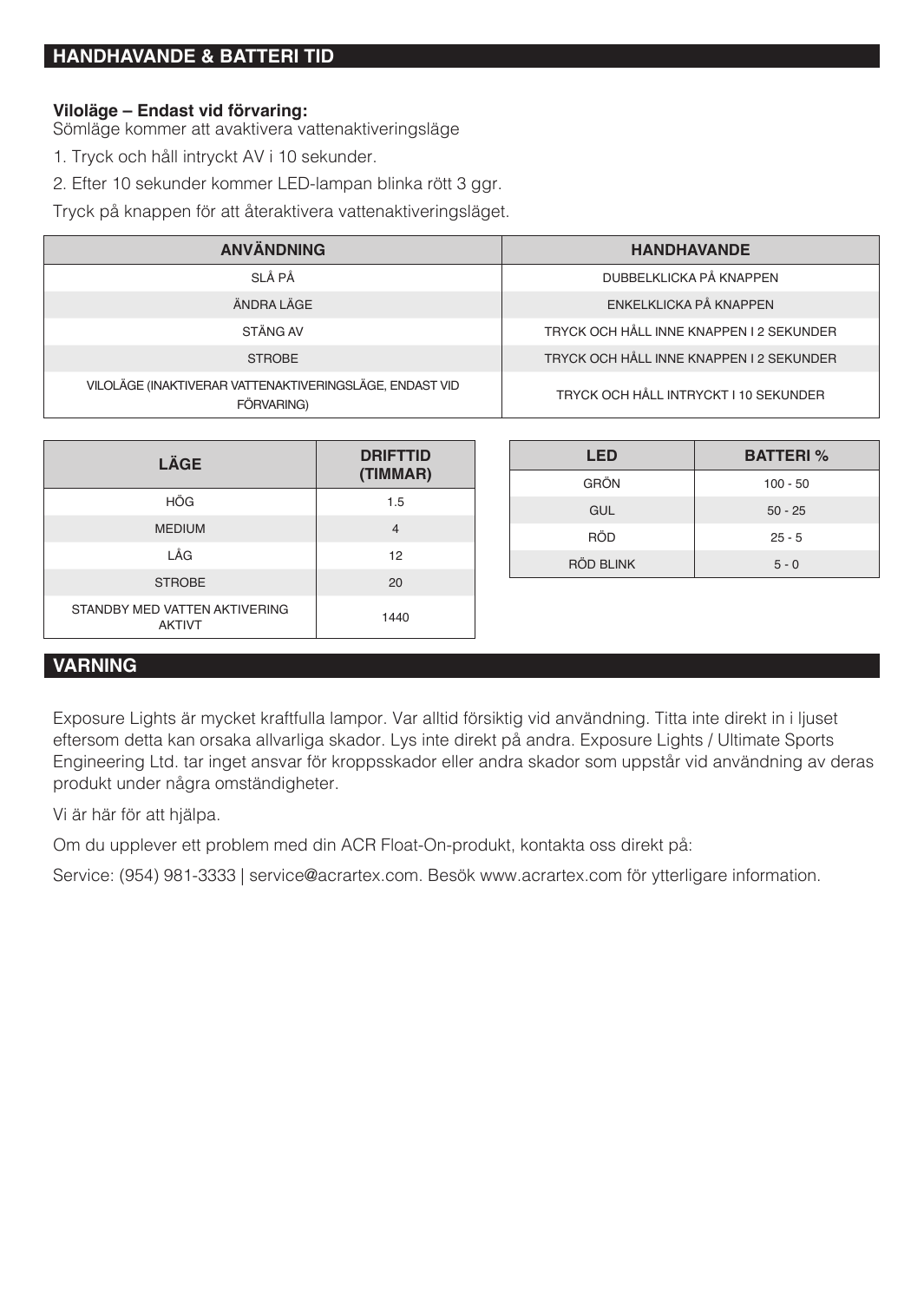## HANDHAVANDE & BATTERI TID

**Viloläge – Endast vid förvaring:**
Sömläge kommer att avaktivera vattenaktiveringsläge

1. Tryck och håll intryckt AV i 10 sekunder.
2. Efter 10 sekunder kommer LED-lampan blinka rött 3 ggr.

Tryck på knappen för att återaktivera vattenaktiveringsläget.

| ANVÄNDNING | HANDHAVANDE |
|---|---|
| SLÅ PÅ | DUBBELKLICKA PÅ KNAPPEN |
| ÄNDRA LÄGE | ENKELKLICKA PÅ KNAPPEN |
| STÄNG AV | TRYCK OCH HÅLL INNE KNAPPEN I 2 SEKUNDER |
| STROBE | TRYCK OCH HÅLL INNE KNAPPEN I 2 SEKUNDER |
| VILOLÄGE (INAKTIVERAR VATTENAKTIVERINGSLÄGE, ENDAST VID FÖRVARING) | TRYCK OCH HÅLL INTRYCKT I 10 SEKUNDER |

| LÄGE | DRIFTTID (TIMMAR) |
|---|---|
| HÖG | 1.5 |
| MEDIUM | 4 |
| LÅG | 12 |
| STROBE | 20 |
| STANDBY MED VATTEN AKTIVERING AKTIVT | 1440 |

| LED | BATTERI % |
|---|---|
| GRÖN | 100 - 50 |
| GUL | 50 - 25 |
| RÖD | 25 - 5 |
| RÖD BLINK | 5 - 0 |

## VARNING

Exposure Lights är mycket kraftfulla lampor. Var alltid försiktig vid användning. Titta inte direkt in i ljuset eftersom detta kan orsaka allvarliga skador. Lys inte direkt på andra. Exposure Lights / Ultimate Sports Engineering Ltd. tar inget ansvar för kroppsskador eller andra skador som uppstår vid användning av deras produkt under några omständigheter.

Vi är här för att hjälpa.

Om du upplever ett problem med din ACR Float-On-produkt, kontakta oss direkt på:

Service: (954) 981-3333 | service@acrartex.com. Besök www.acrartex.com för ytterligare information.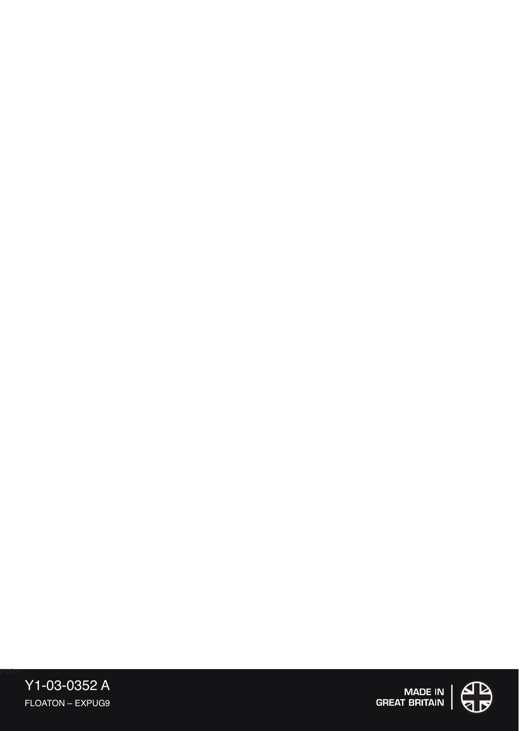Y1-03-0352 A

FLOATON – EXPUG9

MADE IN
GREAT BRITAIN